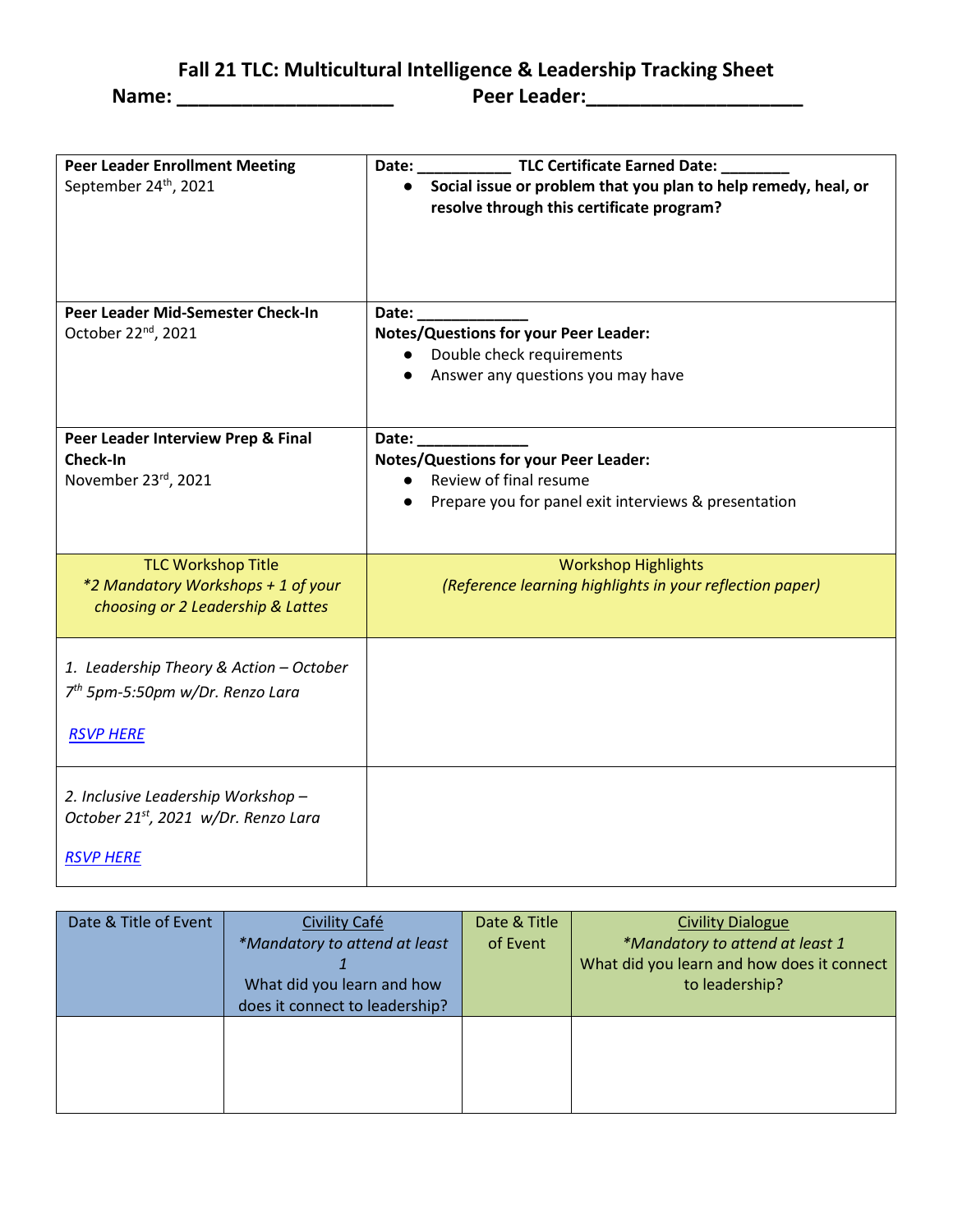# Fall 21 TLC: Multicultural Intelligence & Leadership Tracking Sheet

**Name: ____________________ Peer Leader:____________________**

| **Peer Leader Enrollment Meeting**<br>September 24th, 2021 | **Date: ___________ TLC Certificate Earned Date: ________**<br>● **Social issue or problem that you plan to help remedy, heal, or resolve through this certificate program?** |
|---|---|
| **Peer Leader Mid-Semester Check-In**<br>October 22nd, 2021 | **Date: _____________**<br>**Notes/Questions for your Peer Leader:**<br>● Double check requirements<br>● Answer any questions you may have |
| **Peer Leader Interview Prep & Final Check-In**<br>November 23rd, 2021 | **Date: _____________**<br>**Notes/Questions for your Peer Leader:**<br>● Review of final resume<br>● Prepare you for panel exit interviews & presentation |
| TLC Workshop Title<br>*\*2 Mandatory Workshops + 1 of your choosing or 2 Leadership & Lattes* | Workshop Highlights<br>*(Reference learning highlights in your reflection paper)* |
| *1. Leadership Theory & Action – October 7th 5pm-5:50pm w/Dr. Renzo Lara*<br><br>*RSVP HERE* | |
| *2. Inclusive Leadership Workshop – October 21st, 2021 w/Dr. Renzo Lara*<br><br>*RSVP HERE* | |

| Date & Title of Event | Civility Café<br>*\*Mandatory to attend at least 1*<br>What did you learn and how does it connect to leadership? | Date & Title of Event | Civility Dialogue<br>*\*Mandatory to attend at least 1*<br>What did you learn and how does it connect to leadership? |
|---|---|---|---|
| | | | |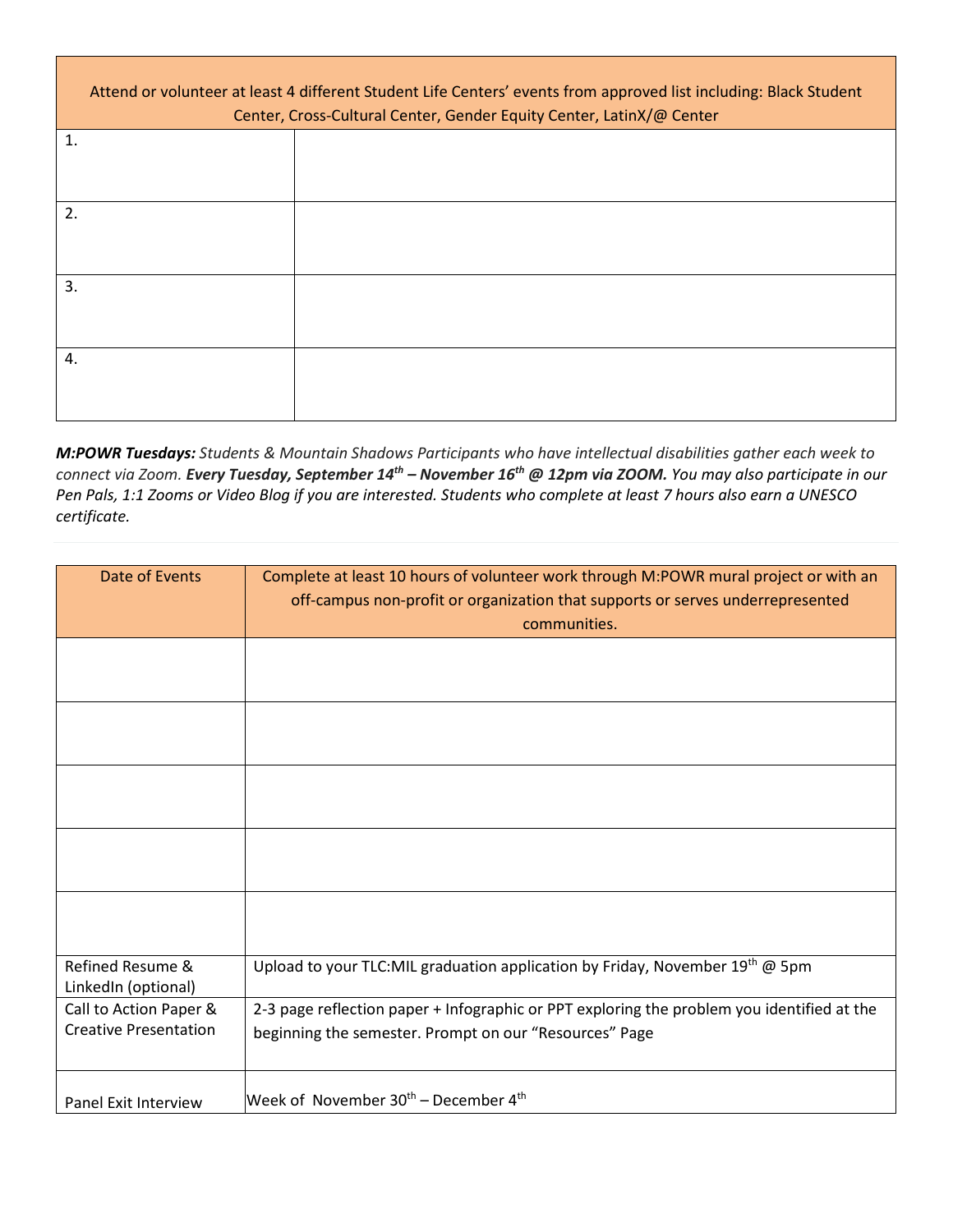| Attend or volunteer at least 4 different Student Life Centers' events from approved list including: Black Student Center, Cross-Cultural Center, Gender Equity Center, LatinX/@ Center | |
|---|---|
| 1. | |
| 2. | |
| 3. | |
| 4. | |

***M:POWR Tuesdays:*** *Students & Mountain Shadows Participants who have intellectual disabilities gather each week to connect via Zoom.* ***Every Tuesday, September 14th – November 16th @ 12pm via ZOOM.*** *You may also participate in our Pen Pals, 1:1 Zooms or Video Blog if you are interested. Students who complete at least 7 hours also earn a UNESCO certificate.*

| Date of Events | Complete at least 10 hours of volunteer work through M:POWR mural project or with an off-campus non-profit or organization that supports or serves underrepresented communities. |
|---|---|
| | |
| | |
| | |
| | |
| | |
| Refined Resume & LinkedIn (optional) | Upload to your TLC:MIL graduation application by Friday, November 19th @ 5pm |
| Call to Action Paper & Creative Presentation | 2-3 page reflection paper + Infographic or PPT exploring the problem you identified at the beginning the semester. Prompt on our "Resources" Page |
| Panel Exit Interview | Week of November 30th – December 4th |